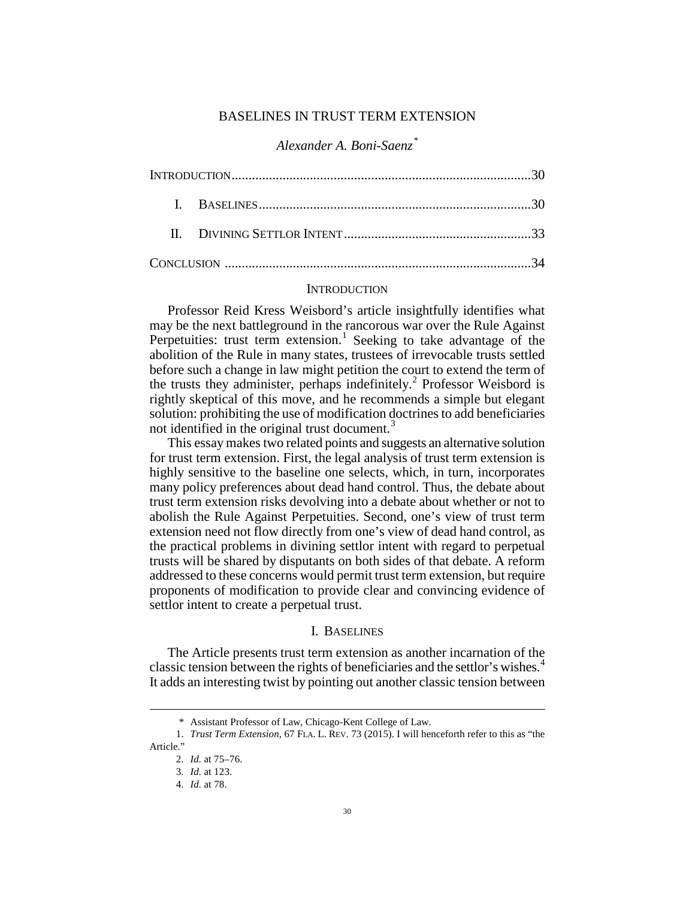# BASELINES IN TRUST TERM EXTENSION

*Alexander A. Boni-Saenz*[*]

INTRODUCTION .......................................................................................30

I. BASELINES ...............................................................................30

II. DIVINING SETTLOR INTENT .......................................................33

CONCLUSION .........................................................................................34

## INTRODUCTION

Professor Reid Kress Weisbord's article insightfully identifies what may be the next battleground in the rancorous war over the Rule Against Perpetuities: trust term extension.[1] Seeking to take advantage of the abolition of the Rule in many states, trustees of irrevocable trusts settled before such a change in law might petition the court to extend the term of the trusts they administer, perhaps indefinitely.[2] Professor Weisbord is rightly skeptical of this move, and he recommends a simple but elegant solution: prohibiting the use of modification doctrines to add beneficiaries not identified in the original trust document.[3]

This essay makes two related points and suggests an alternative solution for trust term extension. First, the legal analysis of trust term extension is highly sensitive to the baseline one selects, which, in turn, incorporates many policy preferences about dead hand control. Thus, the debate about trust term extension risks devolving into a debate about whether or not to abolish the Rule Against Perpetuities. Second, one's view of trust term extension need not flow directly from one's view of dead hand control, as the practical problems in divining settlor intent with regard to perpetual trusts will be shared by disputants on both sides of that debate. A reform addressed to these concerns would permit trust term extension, but require proponents of modification to provide clear and convincing evidence of settlor intent to create a perpetual trust.

## I. BASELINES

The Article presents trust term extension as another incarnation of the classic tension between the rights of beneficiaries and the settlor's wishes.[4] It adds an interesting twist by pointing out another classic tension between

---

\* Assistant Professor of Law, Chicago-Kent College of Law.

1. *Trust Term Extension*, 67 FLA. L. REV. 73 (2015). I will henceforth refer to this as "the Article."

2. *Id.* at 75–76.

3. *Id.* at 123.

4. *Id.* at 78.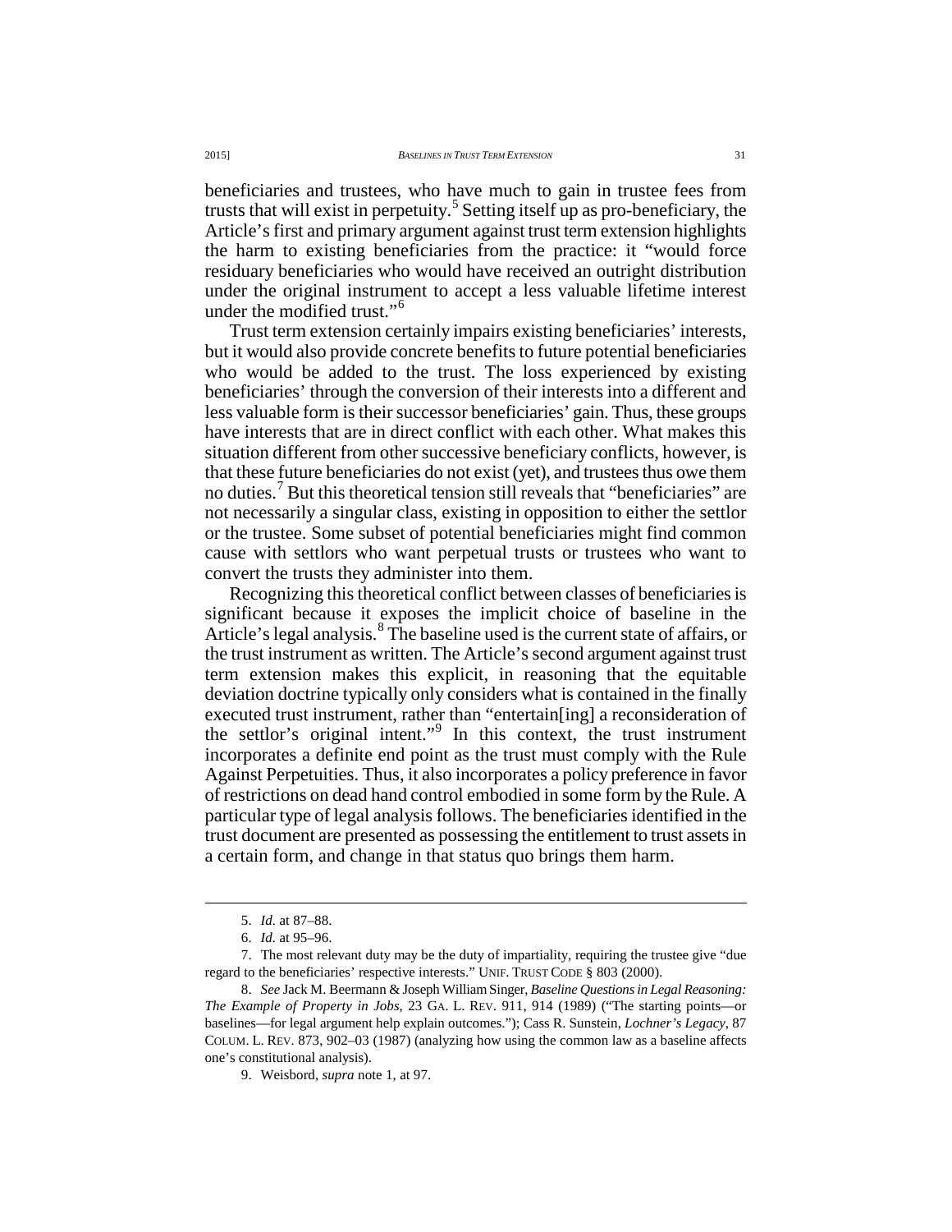beneficiaries and trustees, who have much to gain in trustee fees from trusts that will exist in perpetuity.[5] Setting itself up as pro-beneficiary, the Article's first and primary argument against trust term extension highlights the harm to existing beneficiaries from the practice: it "would force residuary beneficiaries who would have received an outright distribution under the original instrument to accept a less valuable lifetime interest under the modified trust."[6]

Trust term extension certainly impairs existing beneficiaries' interests, but it would also provide concrete benefits to future potential beneficiaries who would be added to the trust. The loss experienced by existing beneficiaries' through the conversion of their interests into a different and less valuable form is their successor beneficiaries' gain. Thus, these groups have interests that are in direct conflict with each other. What makes this situation different from other successive beneficiary conflicts, however, is that these future beneficiaries do not exist (yet), and trustees thus owe them no duties.[7] But this theoretical tension still reveals that "beneficiaries" are not necessarily a singular class, existing in opposition to either the settlor or the trustee. Some subset of potential beneficiaries might find common cause with settlors who want perpetual trusts or trustees who want to convert the trusts they administer into them.

Recognizing this theoretical conflict between classes of beneficiaries is significant because it exposes the implicit choice of baseline in the Article's legal analysis.[8] The baseline used is the current state of affairs, or the trust instrument as written. The Article's second argument against trust term extension makes this explicit, in reasoning that the equitable deviation doctrine typically only considers what is contained in the finally executed trust instrument, rather than "entertain[ing] a reconsideration of the settlor's original intent."[9] In this context, the trust instrument incorporates a definite end point as the trust must comply with the Rule Against Perpetuities. Thus, it also incorporates a policy preference in favor of restrictions on dead hand control embodied in some form by the Rule. A particular type of legal analysis follows. The beneficiaries identified in the trust document are presented as possessing the entitlement to trust assets in a certain form, and change in that status quo brings them harm.

---

5. *Id.* at 87–88.

6. *Id.* at 95–96.

7. The most relevant duty may be the duty of impartiality, requiring the trustee give "due regard to the beneficiaries' respective interests." UNIF. TRUST CODE § 803 (2000).

8. *See* Jack M. Beermann & Joseph William Singer, *Baseline Questions in Legal Reasoning: The Example of Property in Jobs*, 23 GA. L. REV. 911, 914 (1989) ("The starting points—or baselines—for legal argument help explain outcomes."); Cass R. Sunstein, *Lochner's Legacy*, 87 COLUM. L. REV. 873, 902–03 (1987) (analyzing how using the common law as a baseline affects one's constitutional analysis).

9. Weisbord, *supra* note 1, at 97.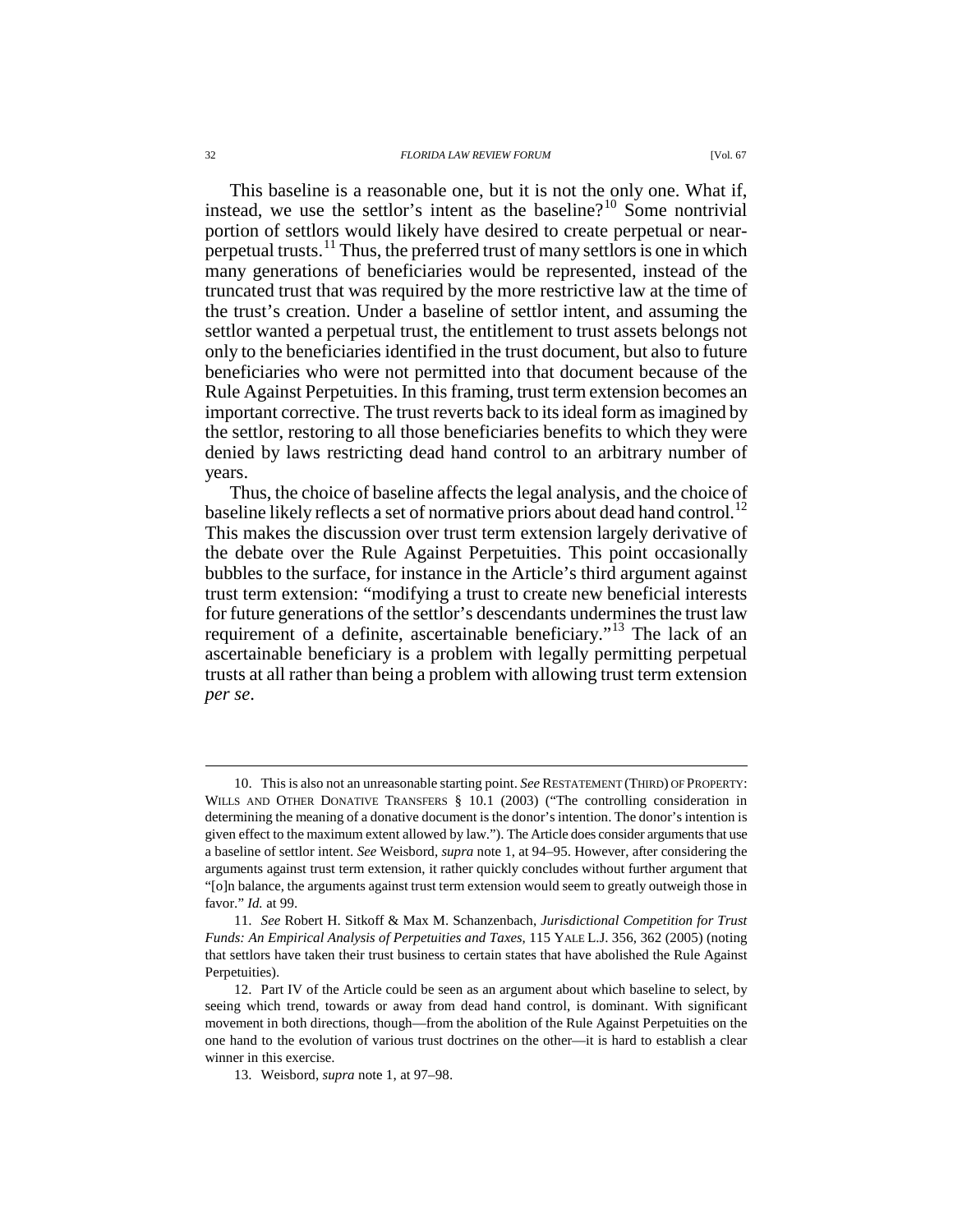This baseline is a reasonable one, but it is not the only one. What if, instead, we use the settlor's intent as the baseline?[10] Some nontrivial portion of settlors would likely have desired to create perpetual or near-perpetual trusts.[11] Thus, the preferred trust of many settlors is one in which many generations of beneficiaries would be represented, instead of the truncated trust that was required by the more restrictive law at the time of the trust's creation. Under a baseline of settlor intent, and assuming the settlor wanted a perpetual trust, the entitlement to trust assets belongs not only to the beneficiaries identified in the trust document, but also to future beneficiaries who were not permitted into that document because of the Rule Against Perpetuities. In this framing, trust term extension becomes an important corrective. The trust reverts back to its ideal form as imagined by the settlor, restoring to all those beneficiaries benefits to which they were denied by laws restricting dead hand control to an arbitrary number of years.

Thus, the choice of baseline affects the legal analysis, and the choice of baseline likely reflects a set of normative priors about dead hand control.[12] This makes the discussion over trust term extension largely derivative of the debate over the Rule Against Perpetuities. This point occasionally bubbles to the surface, for instance in the Article's third argument against trust term extension: "modifying a trust to create new beneficial interests for future generations of the settlor's descendants undermines the trust law requirement of a definite, ascertainable beneficiary."[13] The lack of an ascertainable beneficiary is a problem with legally permitting perpetual trusts at all rather than being a problem with allowing trust term extension *per se*.

---

10. This is also not an unreasonable starting point. *See* RESTATEMENT (THIRD) OF PROPERTY: WILLS AND OTHER DONATIVE TRANSFERS § 10.1 (2003) ("The controlling consideration in determining the meaning of a donative document is the donor's intention. The donor's intention is given effect to the maximum extent allowed by law."). The Article does consider arguments that use a baseline of settlor intent. *See* Weisbord, *supra* note 1, at 94–95. However, after considering the arguments against trust term extension, it rather quickly concludes without further argument that "[o]n balance, the arguments against trust term extension would seem to greatly outweigh those in favor." *Id.* at 99.

11. *See* Robert H. Sitkoff & Max M. Schanzenbach, *Jurisdictional Competition for Trust Funds: An Empirical Analysis of Perpetuities and Taxes*, 115 YALE L.J. 356, 362 (2005) (noting that settlors have taken their trust business to certain states that have abolished the Rule Against Perpetuities).

12. Part IV of the Article could be seen as an argument about which baseline to select, by seeing which trend, towards or away from dead hand control, is dominant. With significant movement in both directions, though—from the abolition of the Rule Against Perpetuities on the one hand to the evolution of various trust doctrines on the other—it is hard to establish a clear winner in this exercise.

13. Weisbord, *supra* note 1, at 97–98.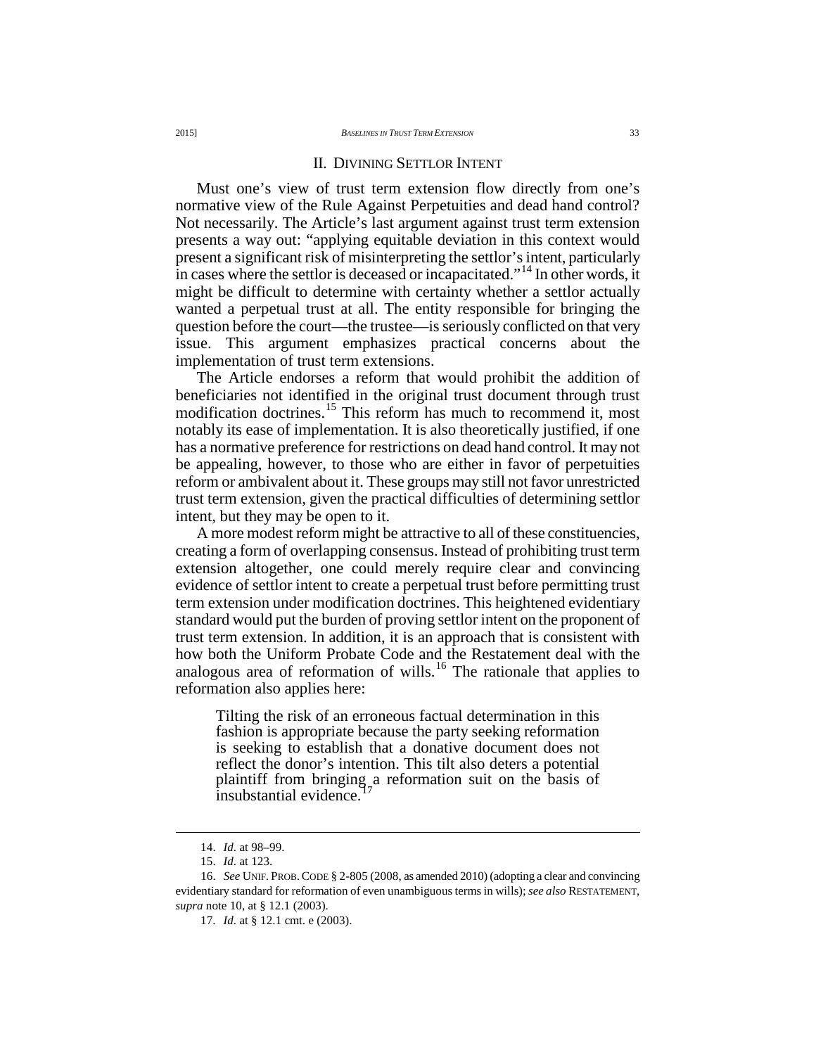## II. DIVINING SETTLOR INTENT

Must one's view of trust term extension flow directly from one's normative view of the Rule Against Perpetuities and dead hand control? Not necessarily. The Article's last argument against trust term extension presents a way out: "applying equitable deviation in this context would present a significant risk of misinterpreting the settlor's intent, particularly in cases where the settlor is deceased or incapacitated."[14] In other words, it might be difficult to determine with certainty whether a settlor actually wanted a perpetual trust at all. The entity responsible for bringing the question before the court—the trustee—is seriously conflicted on that very issue. This argument emphasizes practical concerns about the implementation of trust term extensions.

The Article endorses a reform that would prohibit the addition of beneficiaries not identified in the original trust document through trust modification doctrines.[15] This reform has much to recommend it, most notably its ease of implementation. It is also theoretically justified, if one has a normative preference for restrictions on dead hand control. It may not be appealing, however, to those who are either in favor of perpetuities reform or ambivalent about it. These groups may still not favor unrestricted trust term extension, given the practical difficulties of determining settlor intent, but they may be open to it.

A more modest reform might be attractive to all of these constituencies, creating a form of overlapping consensus. Instead of prohibiting trust term extension altogether, one could merely require clear and convincing evidence of settlor intent to create a perpetual trust before permitting trust term extension under modification doctrines. This heightened evidentiary standard would put the burden of proving settlor intent on the proponent of trust term extension. In addition, it is an approach that is consistent with how both the Uniform Probate Code and the Restatement deal with the analogous area of reformation of wills.[16] The rationale that applies to reformation also applies here:

> Tilting the risk of an erroneous factual determination in this fashion is appropriate because the party seeking reformation is seeking to establish that a donative document does not reflect the donor's intention. This tilt also deters a potential plaintiff from bringing a reformation suit on the basis of insubstantial evidence.[17]

---

14. *Id.* at 98–99.

15. *Id.* at 123.

16. *See* UNIF. PROB. CODE § 2-805 (2008, as amended 2010) (adopting a clear and convincing evidentiary standard for reformation of even unambiguous terms in wills); *see also* RESTATEMENT, *supra* note 10, at § 12.1 (2003).

17. *Id.* at § 12.1 cmt. e (2003).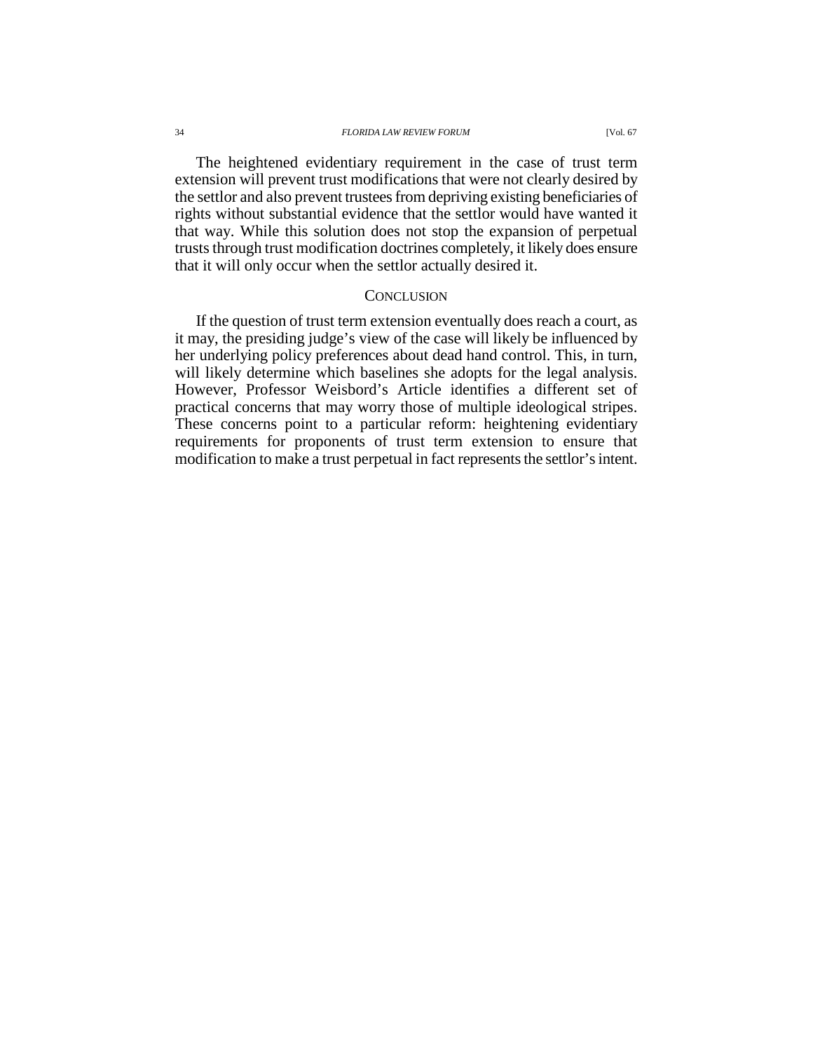The heightened evidentiary requirement in the case of trust term extension will prevent trust modifications that were not clearly desired by the settlor and also prevent trustees from depriving existing beneficiaries of rights without substantial evidence that the settlor would have wanted it that way. While this solution does not stop the expansion of perpetual trusts through trust modification doctrines completely, it likely does ensure that it will only occur when the settlor actually desired it.

## CONCLUSION

If the question of trust term extension eventually does reach a court, as it may, the presiding judge's view of the case will likely be influenced by her underlying policy preferences about dead hand control. This, in turn, will likely determine which baselines she adopts for the legal analysis. However, Professor Weisbord's Article identifies a different set of practical concerns that may worry those of multiple ideological stripes. These concerns point to a particular reform: heightening evidentiary requirements for proponents of trust term extension to ensure that modification to make a trust perpetual in fact represents the settlor's intent.